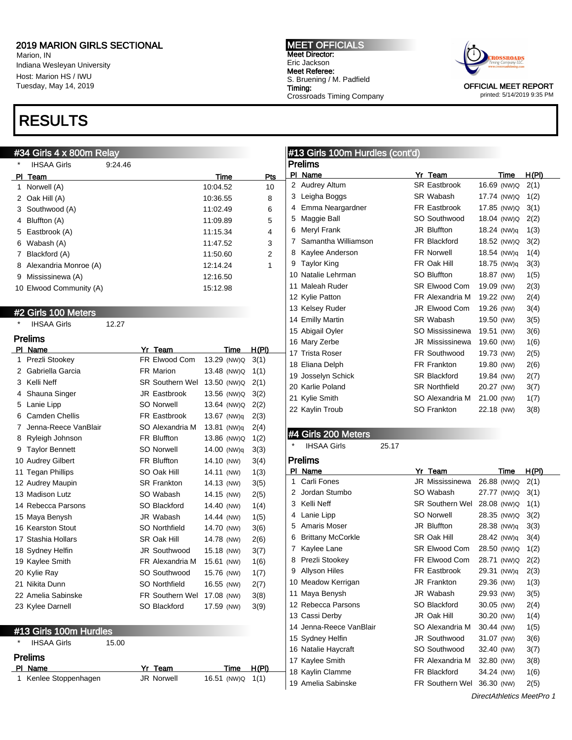# 2019 MARION GIRLS SECTIONAL

Marion, IN
Indiana Wesleyan University
Host: Marion HS / IWU
Tuesday, May 14, 2019

**MEET OFFICIALS**
**Meet Director:** Eric Jackson
**Meet Referee:** S. Bruening / M. Padfield
**Timing:** Crossroads Timing Company

OFFICIAL MEET REPORT
printed: 5/14/2019 9:35 PM

# RESULTS

## #34 Girls 4 x 800m Relay

\* IHSAA Girls 9:24.46

| Pl | Team | Time | Pts |
|---|---|---|---|
| 1 | Norwell (A) | 10:04.52 | 10 |
| 2 | Oak Hill (A) | 10:36.55 | 8 |
| 3 | Southwood (A) | 11:02.49 | 6 |
| 4 | Bluffton (A) | 11:09.89 | 5 |
| 5 | Eastbrook (A) | 11:15.34 | 4 |
| 6 | Wabash (A) | 11:47.52 | 3 |
| 7 | Blackford (A) | 11:50.60 | 2 |
| 8 | Alexandria Monroe (A) | 12:14.24 | 1 |
| 9 | Mississinewa (A) | 12:16.50 | |
| 10 | Elwood Community (A) | 15:12.98 | |

## #2 Girls 100 Meters

\* IHSAA Girls 12.27

### Prelims

| Pl | Name | Yr | Team | Time | | H(Pl) |
|---|---|---|---|---|---|---|
| 1 | Prezli Stookey | FR | Elwood Com | 13.29 | (NW)Q | 3(1) |
| 2 | Gabriella Garcia | FR | Marion | 13.48 | (NW)Q | 1(1) |
| 3 | Kelli Neff | SR | Southern Wel | 13.50 | (NW)Q | 2(1) |
| 4 | Shauna Singer | JR | Eastbrook | 13.56 | (NW)Q | 3(2) |
| 5 | Lanie Lipp | SO | Norwell | 13.64 | (NW)Q | 2(2) |
| 6 | Camden Chellis | FR | Eastbrook | 13.67 | (NW)q | 2(3) |
| 7 | Jenna-Reece VanBlair | SO | Alexandria M | 13.81 | (NW)q | 2(4) |
| 8 | Ryleigh Johnson | FR | Bluffton | 13.86 | (NW)Q | 1(2) |
| 9 | Taylor Bennett | SO | Norwell | 14.00 | (NW)q | 3(3) |
| 10 | Audrey Gilbert | FR | Bluffton | 14.10 | (NW) | 3(4) |
| 11 | Tegan Phillips | SO | Oak Hill | 14.11 | (NW) | 1(3) |
| 12 | Audrey Maupin | SR | Frankton | 14.13 | (NW) | 3(5) |
| 13 | Madison Lutz | SO | Wabash | 14.15 | (NW) | 2(5) |
| 14 | Rebecca Parsons | SO | Blackford | 14.40 | (NW) | 1(4) |
| 15 | Maya Benysh | JR | Wabash | 14.44 | (NW) | 1(5) |
| 16 | Kearston Stout | SO | Northfield | 14.70 | (NW) | 3(6) |
| 17 | Stashia Hollars | SR | Oak Hill | 14.78 | (NW) | 2(6) |
| 18 | Sydney Helfin | JR | Southwood | 15.18 | (NW) | 3(7) |
| 19 | Kaylee Smith | FR | Alexandria M | 15.61 | (NW) | 1(6) |
| 20 | Kylie Ray | SO | Southwood | 15.76 | (NW) | 1(7) |
| 21 | Nikita Dunn | SO | Northfield | 16.55 | (NW) | 2(7) |
| 22 | Amelia Sabinske | FR | Southern Wel | 17.08 | (NW) | 3(8) |
| 23 | Kylee Darnell | SO | Blackford | 17.59 | (NW) | 3(9) |

## #13 Girls 100m Hurdles

\* IHSAA Girls 15.00

### Prelims

| Pl | Name | Yr | Team | Time | | H(Pl) |
|---|---|---|---|---|---|---|
| 1 | Kenlee Stoppenhagen | JR | Norwell | 16.51 | (NW)Q | 1(1) |
| 2 | Audrey Altum | SR | Eastbrook | 16.69 | (NW)Q | 2(1) |
| 3 | Leigha Boggs | SR | Wabash | 17.74 | (NW)Q | 1(2) |
| 4 | Emma Neargardner | FR | Eastbrook | 17.85 | (NW)Q | 3(1) |
| 5 | Maggie Ball | SO | Southwood | 18.04 | (NW)Q | 2(2) |
| 6 | Meryl Frank | JR | Bluffton | 18.24 | (NW)q | 1(3) |
| 7 | Samantha Williamson | FR | Blackford | 18.52 | (NW)Q | 3(2) |
| 8 | Kaylee Anderson | FR | Norwell | 18.54 | (NW)q | 1(4) |
| 9 | Taylor King | FR | Oak Hill | 18.75 | (NW)q | 3(3) |
| 10 | Natalie Lehrman | SO | Bluffton | 18.87 | (NW) | 1(5) |
| 11 | Maleah Ruder | SR | Elwood Com | 19.09 | (NW) | 2(3) |
| 12 | Kylie Patton | FR | Alexandria M | 19.22 | (NW) | 2(4) |
| 13 | Kelsey Ruder | JR | Elwood Com | 19.26 | (NW) | 3(4) |
| 14 | Emilly Martin | SR | Wabash | 19.50 | (NW) | 3(5) |
| 15 | Abigail Oyler | SO | Mississinewa | 19.51 | (NW) | 3(6) |
| 16 | Mary Zerbe | JR | Mississinewa | 19.60 | (NW) | 1(6) |
| 17 | Trista Roser | FR | Southwood | 19.73 | (NW) | 2(5) |
| 18 | Eliana Delph | FR | Frankton | 19.80 | (NW) | 2(6) |
| 19 | Josselyn Schick | SR | Blackford | 19.84 | (NW) | 2(7) |
| 20 | Karlie Poland | SR | Northfield | 20.27 | (NW) | 3(7) |
| 21 | Kylie Smith | SO | Alexandria M | 21.00 | (NW) | 1(7) |
| 22 | Kaylin Troub | SO | Frankton | 22.18 | (NW) | 3(8) |

## #4 Girls 200 Meters

\* IHSAA Girls 25.17

### Prelims

| Pl | Name | Yr | Team | Time | | H(Pl) |
|---|---|---|---|---|---|---|
| 1 | Carli Fones | JR | Mississinewa | 26.88 | (NW)Q | 2(1) |
| 2 | Jordan Stumbo | SO | Wabash | 27.77 | (NW)Q | 3(1) |
| 3 | Kelli Neff | SR | Southern Wel | 28.08 | (NW)Q | 1(1) |
| 4 | Lanie Lipp | SO | Norwell | 28.35 | (NW)Q | 3(2) |
| 5 | Amaris Moser | JR | Bluffton | 28.38 | (NW)q | 3(3) |
| 6 | Brittany McCorkle | SR | Oak Hill | 28.42 | (NW)q | 3(4) |
| 7 | Kaylee Lane | SR | Elwood Com | 28.50 | (NW)Q | 1(2) |
| 8 | Prezli Stookey | FR | Elwood Com | 28.71 | (NW)Q | 2(2) |
| 9 | Allyson Hiles | FR | Eastbrook | 29.31 | (NW)q | 2(3) |
| 10 | Meadow Kerrigan | JR | Frankton | 29.36 | (NW) | 1(3) |
| 11 | Maya Benysh | JR | Wabash | 29.93 | (NW) | 3(5) |
| 12 | Rebecca Parsons | SO | Blackford | 30.05 | (NW) | 2(4) |
| 13 | Cassi Derby | JR | Oak Hill | 30.20 | (NW) | 1(4) |
| 14 | Jenna-Reece VanBlair | SO | Alexandria M | 30.44 | (NW) | 1(5) |
| 15 | Sydney Helfin | JR | Southwood | 31.07 | (NW) | 3(6) |
| 16 | Natalie Haycraft | SO | Southwood | 32.40 | (NW) | 3(7) |
| 17 | Kaylee Smith | FR | Alexandria M | 32.80 | (NW) | 3(8) |
| 18 | Kaylin Clamme | FR | Blackford | 34.24 | (NW) | 1(6) |
| 19 | Amelia Sabinske | FR | Southern Wel | 36.30 | (NW) | 2(5) |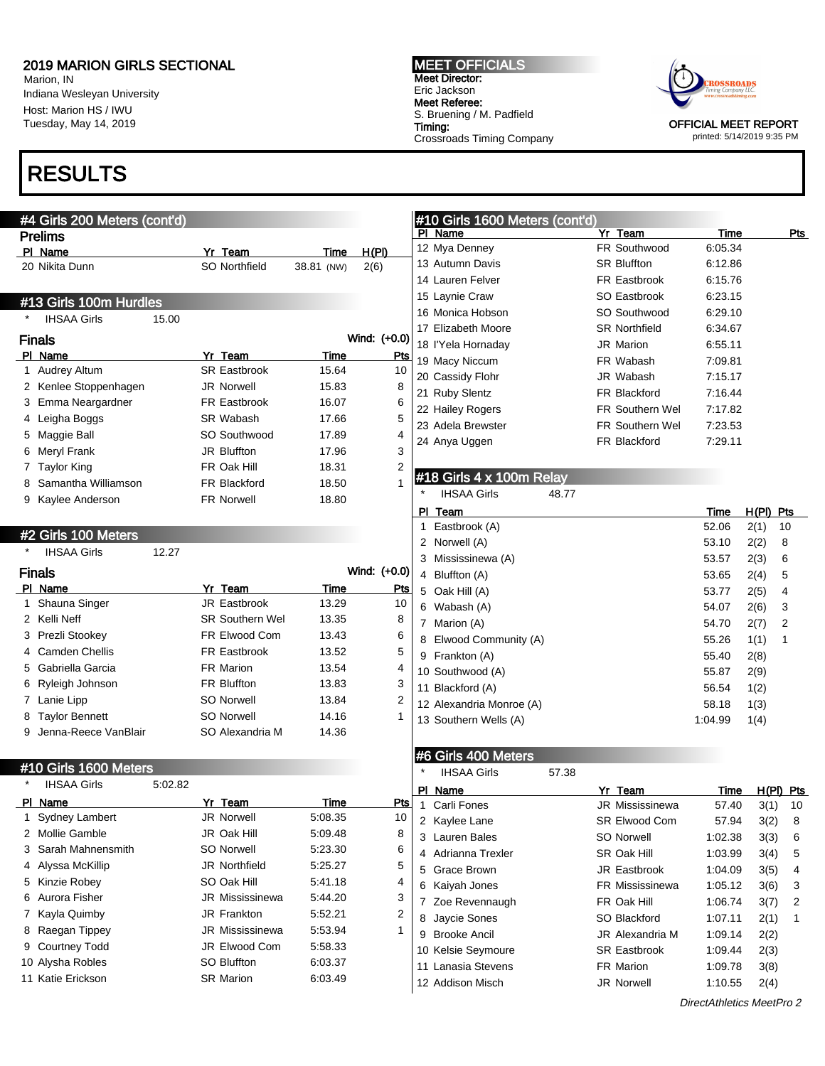# 2019 MARION GIRLS SECTIONAL

Marion, IN
Indiana Wesleyan University
Host: Marion HS / IWU
Tuesday, May 14, 2019

**MEET OFFICIALS**
Meet Director:
Eric Jackson
Meet Referee:
S. Bruening / M. Padfield
Timing:
Crossroads Timing Company

OFFICIAL MEET REPORT
printed: 5/14/2019 9:35 PM

# RESULTS

## #4 Girls 200 Meters (cont'd)

### Prelims

| Pl | Name | Yr | Team | Time | H(Pl) |
|---|---|---|---|---|---|
| 20 | Nikita Dunn | SO | Northfield | 38.81 (NW) | 2(6) |

## #13 Girls 100m Hurdles

\* IHSAA Girls 15.00

### Finals

Wind: (+0.0)

| Pl | Name | Yr | Team | Time | Pts |
|---|---|---|---|---|---|
| 1 | Audrey Altum | SR | Eastbrook | 15.64 | 10 |
| 2 | Kenlee Stoppenhagen | JR | Norwell | 15.83 | 8 |
| 3 | Emma Neargardner | FR | Eastbrook | 16.07 | 6 |
| 4 | Leigha Boggs | SR | Wabash | 17.66 | 5 |
| 5 | Maggie Ball | SO | Southwood | 17.89 | 4 |
| 6 | Meryl Frank | JR | Bluffton | 17.96 | 3 |
| 7 | Taylor King | FR | Oak Hill | 18.31 | 2 |
| 8 | Samantha Williamson | FR | Blackford | 18.50 | 1 |
| 9 | Kaylee Anderson | FR | Norwell | 18.80 | |

## #2 Girls 100 Meters

\* IHSAA Girls 12.27

### Finals

Wind: (+0.0)

| Pl | Name | Yr | Team | Time | Pts |
|---|---|---|---|---|---|
| 1 | Shauna Singer | JR | Eastbrook | 13.29 | 10 |
| 2 | Kelli Neff | SR | Southern Wel | 13.35 | 8 |
| 3 | Prezli Stookey | FR | Elwood Com | 13.43 | 6 |
| 4 | Camden Chellis | FR | Eastbrook | 13.52 | 5 |
| 5 | Gabriella Garcia | FR | Marion | 13.54 | 4 |
| 6 | Ryleigh Johnson | FR | Bluffton | 13.83 | 3 |
| 7 | Lanie Lipp | SO | Norwell | 13.84 | 2 |
| 8 | Taylor Bennett | SO | Norwell | 14.16 | 1 |
| 9 | Jenna-Reece VanBlair | SO | Alexandria M | 14.36 | |

## #10 Girls 1600 Meters

\* IHSAA Girls 5:02.82

| Pl | Name | Yr | Team | Time | Pts |
|---|---|---|---|---|---|
| 1 | Sydney Lambert | JR | Norwell | 5:08.35 | 10 |
| 2 | Mollie Gamble | JR | Oak Hill | 5:09.48 | 8 |
| 3 | Sarah Mahnensmith | SO | Norwell | 5:23.30 | 6 |
| 4 | Alyssa McKillip | JR | Northfield | 5:25.27 | 5 |
| 5 | Kinzie Robey | SO | Oak Hill | 5:41.18 | 4 |
| 6 | Aurora Fisher | JR | Mississinewa | 5:44.20 | 3 |
| 7 | Kayla Quimby | JR | Frankton | 5:52.21 | 2 |
| 8 | Raegan Tippey | JR | Mississinewa | 5:53.94 | 1 |
| 9 | Courtney Todd | JR | Elwood Com | 5:58.33 | |
| 10 | Alysha Robles | SO | Bluffton | 6:03.37 | |
| 11 | Katie Erickson | SR | Marion | 6:03.49 | |
| 12 | Mya Denney | FR | Southwood | 6:05.34 | |
| 13 | Autumn Davis | SR | Bluffton | 6:12.86 | |
| 14 | Lauren Felver | FR | Eastbrook | 6:15.76 | |
| 15 | Laynie Craw | SO | Eastbrook | 6:23.15 | |
| 16 | Monica Hobson | SO | Southwood | 6:29.10 | |
| 17 | Elizabeth Moore | SR | Northfield | 6:34.67 | |
| 18 | I'Yela Hornaday | JR | Marion | 6:55.11 | |
| 19 | Macy Niccum | FR | Wabash | 7:09.81 | |
| 20 | Cassidy Flohr | JR | Wabash | 7:15.17 | |
| 21 | Ruby Slentz | FR | Blackford | 7:16.44 | |
| 22 | Hailey Rogers | FR | Southern Wel | 7:17.82 | |
| 23 | Adela Brewster | FR | Southern Wel | 7:23.53 | |
| 24 | Anya Uggen | FR | Blackford | 7:29.11 | |

## #18 Girls 4 x 100m Relay

\* IHSAA Girls 48.77

| Pl | Team | Time | H(Pl) | Pts |
|---|---|---|---|---|
| 1 | Eastbrook (A) | 52.06 | 2(1) | 10 |
| 2 | Norwell (A) | 53.10 | 2(2) | 8 |
| 3 | Mississinewa (A) | 53.57 | 2(3) | 6 |
| 4 | Bluffton (A) | 53.65 | 2(4) | 5 |
| 5 | Oak Hill (A) | 53.77 | 2(5) | 4 |
| 6 | Wabash (A) | 54.07 | 2(6) | 3 |
| 7 | Marion (A) | 54.70 | 2(7) | 2 |
| 8 | Elwood Community (A) | 55.26 | 1(1) | 1 |
| 9 | Frankton (A) | 55.40 | 2(8) | |
| 10 | Southwood (A) | 55.87 | 2(9) | |
| 11 | Blackford (A) | 56.54 | 1(2) | |
| 12 | Alexandria Monroe (A) | 58.18 | 1(3) | |
| 13 | Southern Wells (A) | 1:04.99 | 1(4) | |

## #6 Girls 400 Meters

\* IHSAA Girls 57.38

| Pl | Name | Yr | Team | Time | H(Pl) | Pts |
|---|---|---|---|---|---|---|
| 1 | Carli Fones | JR | Mississinewa | 57.40 | 3(1) | 10 |
| 2 | Kaylee Lane | SR | Elwood Com | 57.94 | 3(2) | 8 |
| 3 | Lauren Bales | SO | Norwell | 1:02.38 | 3(3) | 6 |
| 4 | Adrianna Trexler | SR | Oak Hill | 1:03.99 | 3(4) | 5 |
| 5 | Grace Brown | JR | Eastbrook | 1:04.09 | 3(5) | 4 |
| 6 | Kaiyah Jones | FR | Mississinewa | 1:05.12 | 3(6) | 3 |
| 7 | Zoe Revennaugh | FR | Oak Hill | 1:06.74 | 3(7) | 2 |
| 8 | Jaycie Sones | SO | Blackford | 1:07.11 | 2(1) | 1 |
| 9 | Brooke Ancil | JR | Alexandria M | 1:09.14 | 2(2) | |
| 10 | Kelsie Seymoure | SR | Eastbrook | 1:09.44 | 2(3) | |
| 11 | Lanasia Stevens | FR | Marion | 1:09.78 | 3(8) | |
| 12 | Addison Misch | JR | Norwell | 1:10.55 | 2(4) | |

*DirectAthletics MeetPro 2*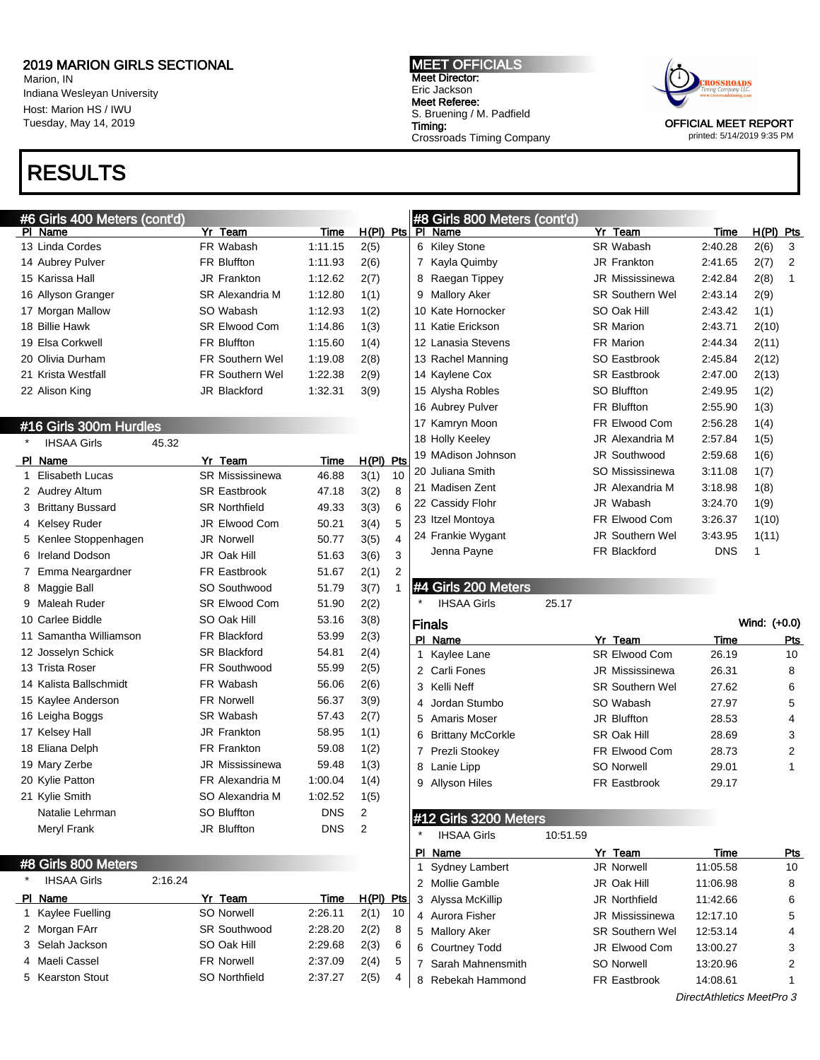## 2019 MARION GIRLS SECTIONAL

Marion, IN
Indiana Wesleyan University
Host: Marion HS / IWU
Tuesday, May 14, 2019

**MEET OFFICIALS**
**Meet Director:**
Eric Jackson
**Meet Referee:**
S. Bruening / M. Padfield
**Timing:**
Crossroads Timing Company

OFFICIAL MEET REPORT
printed: 5/14/2019 9:35 PM

# RESULTS

### #6 Girls 400 Meters (cont'd)

| Pl | Name | Yr | Team | Time | H(Pl) | Pts |
|---|---|---|---|---|---|---|
| 13 | Linda Cordes | FR | Wabash | 1:11.15 | 2(5) | |
| 14 | Aubrey Pulver | FR | Bluffton | 1:11.93 | 2(6) | |
| 15 | Karissa Hall | JR | Frankton | 1:12.62 | 2(7) | |
| 16 | Allyson Granger | SR | Alexandria M | 1:12.80 | 1(1) | |
| 17 | Morgan Mallow | SO | Wabash | 1:12.93 | 1(2) | |
| 18 | Billie Hawk | SR | Elwood Com | 1:14.86 | 1(3) | |
| 19 | Elsa Corkwell | FR | Bluffton | 1:15.60 | 1(4) | |
| 20 | Olivia Durham | FR | Southern Wel | 1:19.08 | 2(8) | |
| 21 | Krista Westfall | FR | Southern Wel | 1:22.38 | 2(9) | |
| 22 | Alison King | JR | Blackford | 1:32.31 | 3(9) | |

### #16 Girls 300m Hurdles

\* IHSAA Girls 45.32

| Pl | Name | Yr | Team | Time | H(Pl) | Pts |
|---|---|---|---|---|---|---|
| 1 | Elisabeth Lucas | SR | Mississinewa | 46.88 | 3(1) | 10 |
| 2 | Audrey Altum | SR | Eastbrook | 47.18 | 3(2) | 8 |
| 3 | Brittany Bussard | SR | Northfield | 49.33 | 3(3) | 6 |
| 4 | Kelsey Ruder | JR | Elwood Com | 50.21 | 3(4) | 5 |
| 5 | Kenlee Stoppenhagen | JR | Norwell | 50.77 | 3(5) | 4 |
| 6 | Ireland Dodson | JR | Oak Hill | 51.63 | 3(6) | 3 |
| 7 | Emma Neargardner | FR | Eastbrook | 51.67 | 2(1) | 2 |
| 8 | Maggie Ball | SO | Southwood | 51.79 | 3(7) | 1 |
| 9 | Maleah Ruder | SR | Elwood Com | 51.90 | 2(2) | |
| 10 | Carlee Biddle | SO | Oak Hill | 53.16 | 3(8) | |
| 11 | Samantha Williamson | FR | Blackford | 53.99 | 2(3) | |
| 12 | Josselyn Schick | SR | Blackford | 54.81 | 2(4) | |
| 13 | Trista Roser | FR | Southwood | 55.99 | 2(5) | |
| 14 | Kalista Ballschmidt | FR | Wabash | 56.06 | 2(6) | |
| 15 | Kaylee Anderson | FR | Norwell | 56.37 | 3(9) | |
| 16 | Leigha Boggs | SR | Wabash | 57.43 | 2(7) | |
| 17 | Kelsey Hall | JR | Frankton | 58.95 | 1(1) | |
| 18 | Eliana Delph | FR | Frankton | 59.08 | 1(2) | |
| 19 | Mary Zerbe | JR | Mississinewa | 59.48 | 1(3) | |
| 20 | Kylie Patton | FR | Alexandria M | 1:00.04 | 1(4) | |
| 21 | Kylie Smith | SO | Alexandria M | 1:02.52 | 1(5) | |
| | Natalie Lehrman | SO | Bluffton | DNS | 2 | |
| | Meryl Frank | JR | Bluffton | DNS | 2 | |

### #8 Girls 800 Meters

\* IHSAA Girls 2:16.24

| Pl | Name | Yr | Team | Time | H(Pl) | Pts |
|---|---|---|---|---|---|---|
| 1 | Kaylee Fuelling | SO | Norwell | 2:26.11 | 2(1) | 10 |
| 2 | Morgan FArr | SR | Southwood | 2:28.20 | 2(2) | 8 |
| 3 | Selah Jackson | SO | Oak Hill | 2:29.68 | 2(3) | 6 |
| 4 | Maeli Cassel | FR | Norwell | 2:37.09 | 2(4) | 5 |
| 5 | Kearston Stout | SO | Northfield | 2:37.27 | 2(5) | 4 |
| 6 | Kiley Stone | SR | Wabash | 2:40.28 | 2(6) | 3 |
| 7 | Kayla Quimby | JR | Frankton | 2:41.65 | 2(7) | 2 |
| 8 | Raegan Tippey | JR | Mississinewa | 2:42.84 | 2(8) | 1 |
| 9 | Mallory Aker | SR | Southern Wel | 2:43.14 | 2(9) | |
| 10 | Kate Hornocker | SO | Oak Hill | 2:43.42 | 1(1) | |
| 11 | Katie Erickson | SR | Marion | 2:43.71 | 2(10) | |
| 12 | Lanasia Stevens | FR | Marion | 2:44.34 | 2(11) | |
| 13 | Rachel Manning | SO | Eastbrook | 2:45.84 | 2(12) | |
| 14 | Kaylene Cox | SR | Eastbrook | 2:47.00 | 2(13) | |
| 15 | Alysha Robles | SO | Bluffton | 2:49.95 | 1(2) | |
| 16 | Aubrey Pulver | FR | Bluffton | 2:55.90 | 1(3) | |
| 17 | Kamryn Moon | FR | Elwood Com | 2:56.28 | 1(4) | |
| 18 | Holly Keeley | JR | Alexandria M | 2:57.84 | 1(5) | |
| 19 | MAdison Johnson | JR | Southwood | 2:59.68 | 1(6) | |
| 20 | Juliana Smith | SO | Mississinewa | 3:11.08 | 1(7) | |
| 21 | Madisen Zent | JR | Alexandria M | 3:18.98 | 1(8) | |
| 22 | Cassidy Flohr | JR | Wabash | 3:24.70 | 1(9) | |
| 23 | Itzel Montoya | FR | Elwood Com | 3:26.37 | 1(10) | |
| 24 | Frankie Wygant | JR | Southern Wel | 3:43.95 | 1(11) | |
| | Jenna Payne | FR | Blackford | DNS | 1 | |

### #4 Girls 200 Meters

\* IHSAA Girls 25.17

**Finals** Wind: (+0.0)

| Pl | Name | Yr | Team | Time | Pts |
|---|---|---|---|---|---|
| 1 | Kaylee Lane | SR | Elwood Com | 26.19 | 10 |
| 2 | Carli Fones | JR | Mississinewa | 26.31 | 8 |
| 3 | Kelli Neff | SR | Southern Wel | 27.62 | 6 |
| 4 | Jordan Stumbo | SO | Wabash | 27.97 | 5 |
| 5 | Amaris Moser | JR | Bluffton | 28.53 | 4 |
| 6 | Brittany McCorkle | SR | Oak Hill | 28.69 | 3 |
| 7 | Prezli Stookey | FR | Elwood Com | 28.73 | 2 |
| 8 | Lanie Lipp | SO | Norwell | 29.01 | 1 |
| 9 | Allyson Hiles | FR | Eastbrook | 29.17 | |

### #12 Girls 3200 Meters

\* IHSAA Girls 10:51.59

| Pl | Name | Yr | Team | Time | Pts |
|---|---|---|---|---|---|
| 1 | Sydney Lambert | JR | Norwell | 11:05.58 | 10 |
| 2 | Mollie Gamble | JR | Oak Hill | 11:06.98 | 8 |
| 3 | Alyssa McKillip | JR | Northfield | 11:42.66 | 6 |
| 4 | Aurora Fisher | JR | Mississinewa | 12:17.10 | 5 |
| 5 | Mallory Aker | SR | Southern Wel | 12:53.14 | 4 |
| 6 | Courtney Todd | JR | Elwood Com | 13:00.27 | 3 |
| 7 | Sarah Mahnensmith | SO | Norwell | 13:20.96 | 2 |
| 8 | Rebekah Hammond | FR | Eastbrook | 14:08.61 | 1 |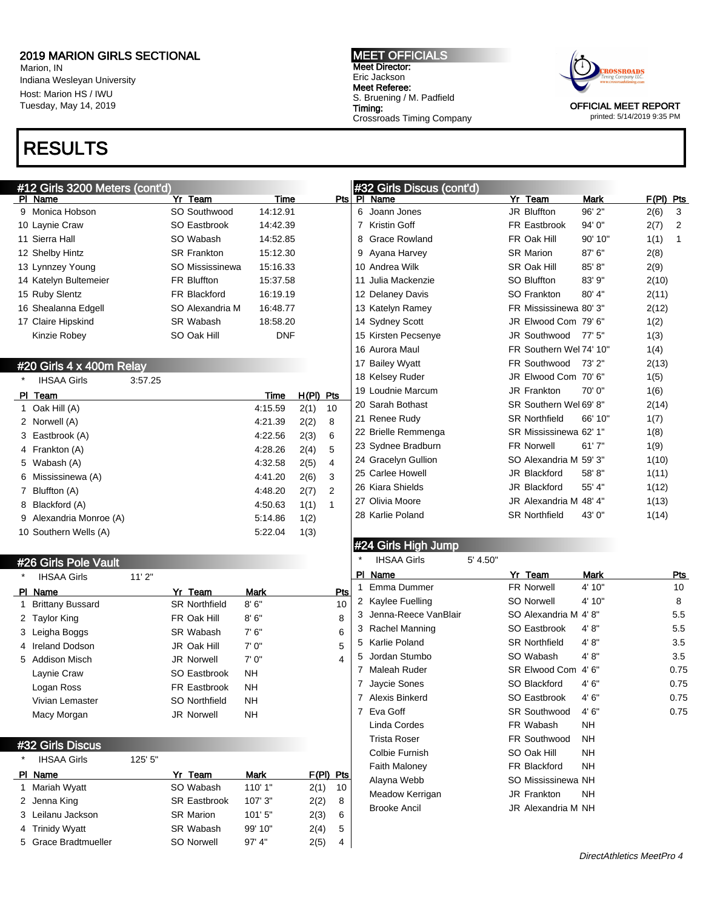# 2019 MARION GIRLS SECTIONAL

Marion, IN
Indiana Wesleyan University
Host: Marion HS / IWU
Tuesday, May 14, 2019

**MEET OFFICIALS**
**Meet Director:**
Eric Jackson
**Meet Referee:**
S. Bruening / M. Padfield
**Timing:**
Crossroads Timing Company

OFFICIAL MEET REPORT
printed: 5/14/2019 9:35 PM

# RESULTS

## #12 Girls 3200 Meters (cont'd)

| Pl | Name | Yr | Team | Time | Pts |
|---|---|---|---|---|---|
| 9 | Monica Hobson | SO | Southwood | 14:12.91 | |
| 10 | Laynie Craw | SO | Eastbrook | 14:42.39 | |
| 11 | Sierra Hall | SO | Wabash | 14:52.85 | |
| 12 | Shelby Hintz | SR | Frankton | 15:12.30 | |
| 13 | Lynnzey Young | SO | Mississinewa | 15:16.33 | |
| 14 | Katelyn Bultemeier | FR | Bluffton | 15:37.58 | |
| 15 | Ruby Slentz | FR | Blackford | 16:19.19 | |
| 16 | Shealanna Edgell | SO | Alexandria M | 16:48.77 | |
| 17 | Claire Hipskind | SR | Wabash | 18:58.20 | |
| | Kinzie Robey | SO | Oak Hill | DNF | |

## #20 Girls 4 x 400m Relay

\* IHSAA Girls 3:57.25

| Pl | Team | Time | H(Pl) | Pts |
|---|---|---|---|---|
| 1 | Oak Hill (A) | 4:15.59 | 2(1) | 10 |
| 2 | Norwell (A) | 4:21.39 | 2(2) | 8 |
| 3 | Eastbrook (A) | 4:22.56 | 2(3) | 6 |
| 4 | Frankton (A) | 4:28.26 | 2(4) | 5 |
| 5 | Wabash (A) | 4:32.58 | 2(5) | 4 |
| 6 | Mississinewa (A) | 4:41.20 | 2(6) | 3 |
| 7 | Bluffton (A) | 4:48.20 | 2(7) | 2 |
| 8 | Blackford (A) | 4:50.63 | 1(1) | 1 |
| 9 | Alexandria Monroe (A) | 5:14.86 | 1(2) | |
| 10 | Southern Wells (A) | 5:22.04 | 1(3) | |

## #26 Girls Pole Vault

\* IHSAA Girls 11' 2"

| Pl | Name | Yr | Team | Mark | Pts |
|---|---|---|---|---|---|
| 1 | Brittany Bussard | SR | Northfield | 8' 6" | 10 |
| 2 | Taylor King | FR | Oak Hill | 8' 6" | 8 |
| 3 | Leigha Boggs | SR | Wabash | 7' 6" | 6 |
| 4 | Ireland Dodson | JR | Oak Hill | 7' 0" | 5 |
| 5 | Addison Misch | JR | Norwell | 7' 0" | 4 |
| | Laynie Craw | SO | Eastbrook | NH | |
| | Logan Ross | FR | Eastbrook | NH | |
| | Vivian Lemaster | SO | Northfield | NH | |
| | Macy Morgan | JR | Norwell | NH | |

## #32 Girls Discus

\* IHSAA Girls 125' 5"

| Pl | Name | Yr | Team | Mark | F(Pl) | Pts |
|---|---|---|---|---|---|---|
| 1 | Mariah Wyatt | SO | Wabash | 110' 1" | 2(1) | 10 |
| 2 | Jenna King | SR | Eastbrook | 107' 3" | 2(2) | 8 |
| 3 | Leilanu Jackson | SR | Marion | 101' 5" | 2(3) | 6 |
| 4 | Trinidy Wyatt | SR | Wabash | 99' 10" | 2(4) | 5 |
| 5 | Grace Bradtmueller | SO | Norwell | 97' 4" | 2(5) | 4 |
| 6 | Joann Jones | JR | Bluffton | 96' 2" | 2(6) | 3 |
| 7 | Kristin Goff | FR | Eastbrook | 94' 0" | 2(7) | 2 |
| 8 | Grace Rowland | FR | Oak Hill | 90' 10" | 1(1) | 1 |
| 9 | Ayana Harvey | SR | Marion | 87' 6" | 2(8) | |
| 10 | Andrea Wilk | SR | Oak Hill | 85' 8" | 2(9) | |
| 11 | Julia Mackenzie | SO | Bluffton | 83' 9" | 2(10) | |
| 12 | Delaney Davis | SO | Frankton | 80' 4" | 2(11) | |
| 13 | Katelyn Ramey | FR | Mississinewa | 80' 3" | 2(12) | |
| 14 | Sydney Scott | JR | Elwood Com | 79' 6" | 1(2) | |
| 15 | Kirsten Pecsenye | JR | Southwood | 77' 5" | 1(3) | |
| 16 | Aurora Maul | FR | Southern Wel | 74' 10" | 1(4) | |
| 17 | Bailey Wyatt | FR | Southwood | 73' 2" | 2(13) | |
| 18 | Kelsey Ruder | JR | Elwood Com | 70' 6" | 1(5) | |
| 19 | Loudnie Marcum | JR | Frankton | 70' 0" | 1(6) | |
| 20 | Sarah Bothast | SR | Southern Wel | 69' 8" | 2(14) | |
| 21 | Renee Rudy | SR | Northfield | 66' 10" | 1(7) | |
| 22 | Brielle Remmenga | SR | Mississinewa | 62' 1" | 1(8) | |
| 23 | Sydnee Bradburn | FR | Norwell | 61' 7" | 1(9) | |
| 24 | Gracelyn Gullion | SO | Alexandria M | 59' 3" | 1(10) | |
| 25 | Carlee Howell | JR | Blackford | 58' 8" | 1(11) | |
| 26 | Kiara Shields | JR | Blackford | 55' 4" | 1(12) | |
| 27 | Olivia Moore | JR | Alexandria M | 48' 4" | 1(13) | |
| 28 | Karlie Poland | SR | Northfield | 43' 0" | 1(14) | |

## #24 Girls High Jump

\* IHSAA Girls 5' 4.50"

| Pl | Name | Yr | Team | Mark | Pts |
|---|---|---|---|---|---|
| 1 | Emma Dummer | FR | Norwell | 4' 10" | 10 |
| 2 | Kaylee Fuelling | SO | Norwell | 4' 10" | 8 |
| 3 | Jenna-Reece VanBlair | SO | Alexandria M | 4' 8" | 5.5 |
| 3 | Rachel Manning | SO | Eastbrook | 4' 8" | 5.5 |
| 5 | Karlie Poland | SR | Northfield | 4' 8" | 3.5 |
| 5 | Jordan Stumbo | SO | Wabash | 4' 8" | 3.5 |
| 7 | Maleah Ruder | SR | Elwood Com | 4' 6" | 0.75 |
| 7 | Jaycie Sones | SO | Blackford | 4' 6" | 0.75 |
| 7 | Alexis Binkerd | SO | Eastbrook | 4' 6" | 0.75 |
| 7 | Eva Goff | SR | Southwood | 4' 6" | 0.75 |
| | Linda Cordes | FR | Wabash | NH | |
| | Trista Roser | FR | Southwood | NH | |
| | Colbie Furnish | SO | Oak Hill | NH | |
| | Faith Maloney | FR | Blackford | NH | |
| | Alayna Webb | SO | Mississinewa | NH | |
| | Meadow Kerrigan | JR | Frankton | NH | |
| | Brooke Ancil | JR | Alexandria M | NH | |

*DirectAthletics MeetPro 4*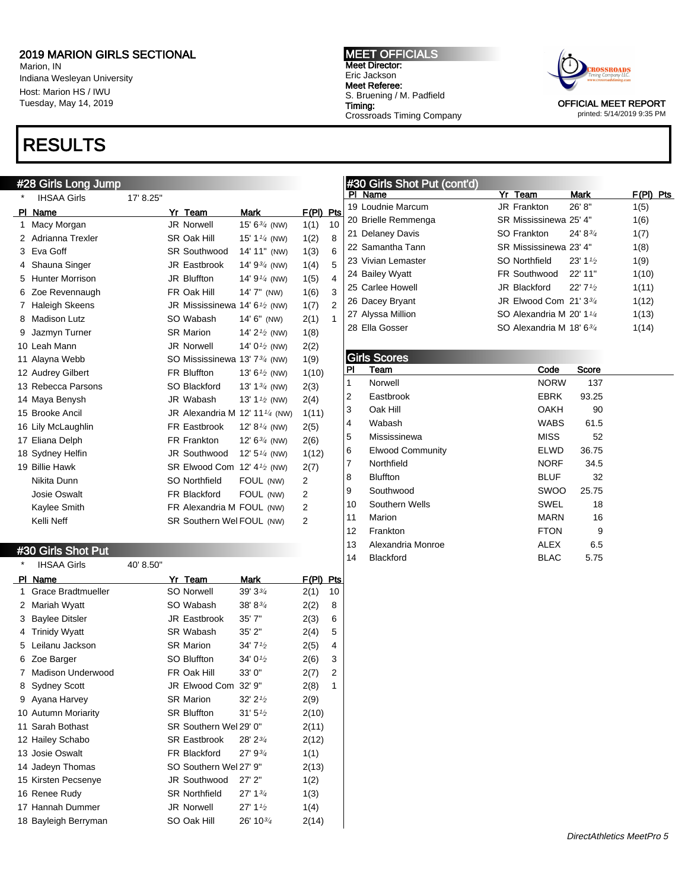2019 MARION GIRLS SECTIONAL
Marion, IN
Indiana Wesleyan University
Host: Marion HS / IWU
Tuesday, May 14, 2019

**MEET OFFICIALS**
**Meet Director:**
Eric Jackson
**Meet Referee:**
S. Bruening / M. Padfield
**Timing:**
Crossroads Timing Company

OFFICIAL MEET REPORT
printed: 5/14/2019 9:35 PM

# RESULTS

## #28 Girls Long Jump

\* IHSAA Girls 17' 8.25"

| Pl | Name | Yr | Team | Mark | F(Pl) | Pts |
|---|---|---|---|---|---|---|
| 1 | Macy Morgan | JR | Norwell | 15' 6¾ (NW) | 1(1) | 10 |
| 2 | Adrianna Trexler | SR | Oak Hill | 15' 1¼ (NW) | 1(2) | 8 |
| 3 | Eva Goff | SR | Southwood | 14' 11" (NW) | 1(3) | 6 |
| 4 | Shauna Singer | JR | Eastbrook | 14' 9¾ (NW) | 1(4) | 5 |
| 5 | Hunter Morrison | JR | Bluffton | 14' 9¼ (NW) | 1(5) | 4 |
| 6 | Zoe Revennaugh | FR | Oak Hill | 14' 7" (NW) | 1(6) | 3 |
| 7 | Haleigh Skeens | JR | Mississinewa | 14' 6½ (NW) | 1(7) | 2 |
| 8 | Madison Lutz | SO | Wabash | 14' 6" (NW) | 2(1) | 1 |
| 9 | Jazmyn Turner | SR | Marion | 14' 2½ (NW) | 1(8) | |
| 10 | Leah Mann | JR | Norwell | 14' 0½ (NW) | 2(2) | |
| 11 | Alayna Webb | SO | Mississinewa | 13' 7¾ (NW) | 1(9) | |
| 12 | Audrey Gilbert | FR | Bluffton | 13' 6½ (NW) | 1(10) | |
| 13 | Rebecca Parsons | SO | Blackford | 13' 1¾ (NW) | 2(3) | |
| 14 | Maya Benysh | JR | Wabash | 13' 1½ (NW) | 2(4) | |
| 15 | Brooke Ancil | JR | Alexandria M | 12' 11¼ (NW) | 1(11) | |
| 16 | Lily McLaughlin | FR | Eastbrook | 12' 8¼ (NW) | 2(5) | |
| 17 | Eliana Delph | FR | Frankton | 12' 6¾ (NW) | 2(6) | |
| 18 | Sydney Helfin | JR | Southwood | 12' 5¼ (NW) | 1(12) | |
| 19 | Billie Hawk | SR | Elwood Com | 12' 4½ (NW) | 2(7) | |
| | Nikita Dunn | SO | Northfield | FOUL (NW) | 2 | |
| | Josie Oswalt | FR | Blackford | FOUL (NW) | 2 | |
| | Kaylee Smith | FR | Alexandria M | FOUL (NW) | 2 | |
| | Kelli Neff | SR | Southern Wel | FOUL (NW) | 2 | |

## #30 Girls Shot Put

\* IHSAA Girls 40' 8.50"

| Pl | Name | Yr | Team | Mark | F(Pl) | Pts |
|---|---|---|---|---|---|---|
| 1 | Grace Bradtmueller | SO | Norwell | 39' 3¾ | 2(1) | 10 |
| 2 | Mariah Wyatt | SO | Wabash | 38' 8¾ | 2(2) | 8 |
| 3 | Baylee Ditsler | JR | Eastbrook | 35' 7" | 2(3) | 6 |
| 4 | Trinidy Wyatt | SR | Wabash | 35' 2" | 2(4) | 5 |
| 5 | Leilanu Jackson | SR | Marion | 34' 7½ | 2(5) | 4 |
| 6 | Zoe Barger | SO | Bluffton | 34' 0½ | 2(6) | 3 |
| 7 | Madison Underwood | FR | Oak Hill | 33' 0" | 2(7) | 2 |
| 8 | Sydney Scott | JR | Elwood Com | 32' 9" | 2(8) | 1 |
| 9 | Ayana Harvey | SR | Marion | 32' 2½ | 2(9) | |
| 10 | Autumn Moriarty | SR | Bluffton | 31' 5½ | 2(10) | |
| 11 | Sarah Bothast | SR | Southern Wel | 29' 0" | 2(11) | |
| 12 | Hailey Schabo | SR | Eastbrook | 28' 2¾ | 2(12) | |
| 13 | Josie Oswalt | FR | Blackford | 27' 9¾ | 1(1) | |
| 14 | Jadeyn Thomas | SO | Southern Wel | 27' 9" | 2(13) | |
| 15 | Kirsten Pecsenye | JR | Southwood | 27' 2" | 1(2) | |
| 16 | Renee Rudy | SR | Northfield | 27' 1¾ | 1(3) | |
| 17 | Hannah Dummer | JR | Norwell | 27' 1½ | 1(4) | |
| 18 | Bayleigh Berryman | SO | Oak Hill | 26' 10¾ | 2(14) | |
| 19 | Loudnie Marcum | JR | Frankton | 26' 8" | 1(5) | |
| 20 | Brielle Remmenga | SR | Mississinewa | 25' 4" | 1(6) | |
| 21 | Delaney Davis | SO | Frankton | 24' 8¾ | 1(7) | |
| 22 | Samantha Tann | SR | Mississinewa | 23' 4" | 1(8) | |
| 23 | Vivian Lemaster | SO | Northfield | 23' 1½ | 1(9) | |
| 24 | Bailey Wyatt | FR | Southwood | 22' 11" | 1(10) | |
| 25 | Carlee Howell | JR | Blackford | 22' 7½ | 1(11) | |
| 26 | Dacey Bryant | JR | Elwood Com | 21' 3¾ | 1(12) | |
| 27 | Alyssa Million | SO | Alexandria M | 20' 1¼ | 1(13) | |
| 28 | Ella Gosser | SO | Alexandria M | 18' 6¾ | 1(14) | |

## Girls Scores

| Pl | Team | Code | Score |
|---|---|---|---|
| 1 | Norwell | NORW | 137 |
| 2 | Eastbrook | EBRK | 93.25 |
| 3 | Oak Hill | OAKH | 90 |
| 4 | Wabash | WABS | 61.5 |
| 5 | Mississinewa | MISS | 52 |
| 6 | Elwood Community | ELWD | 36.75 |
| 7 | Northfield | NORF | 34.5 |
| 8 | Bluffton | BLUF | 32 |
| 9 | Southwood | SWOO | 25.75 |
| 10 | Southern Wells | SWEL | 18 |
| 11 | Marion | MARN | 16 |
| 12 | Frankton | FTON | 9 |
| 13 | Alexandria Monroe | ALEX | 6.5 |
| 14 | Blackford | BLAC | 5.75 |

*DirectAthletics MeetPro 5*